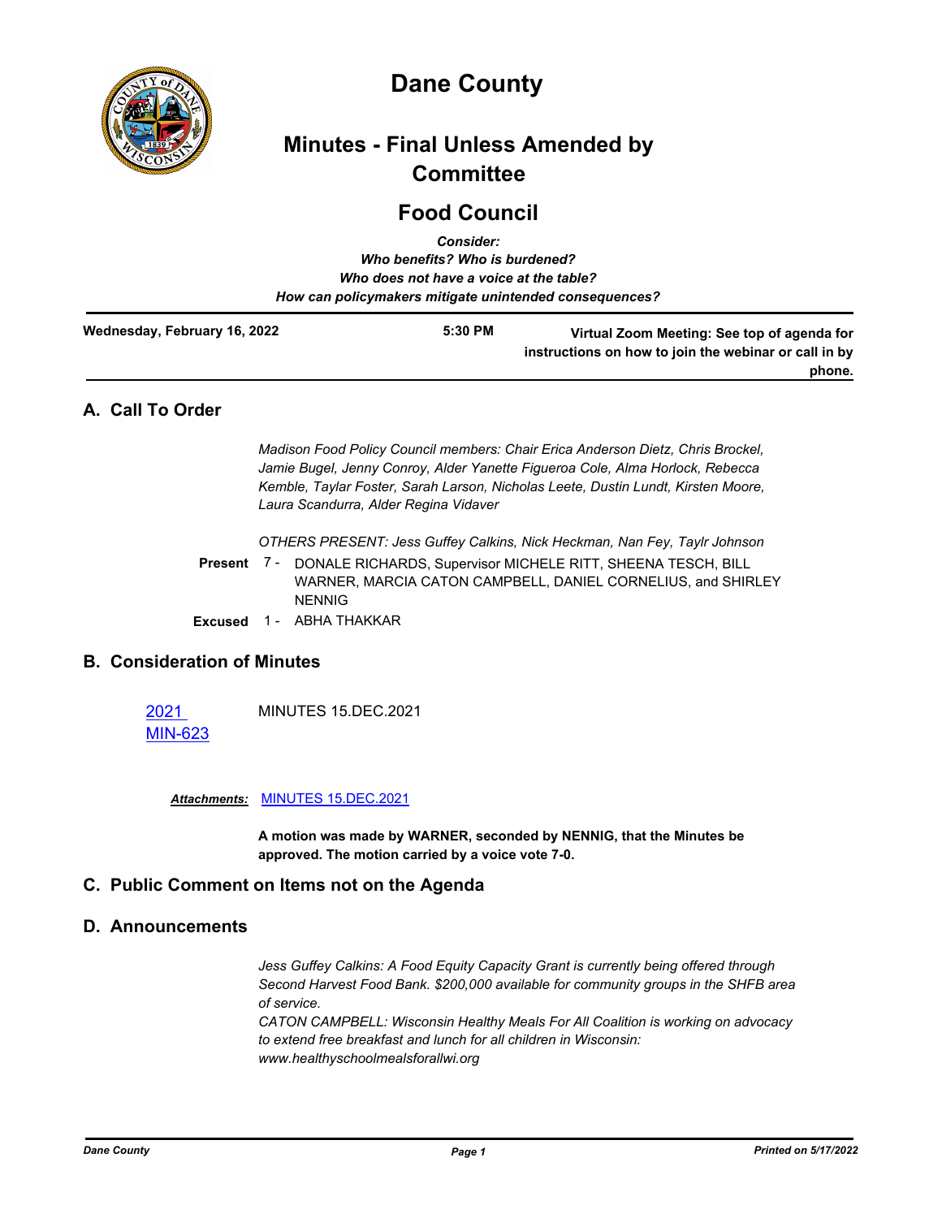# Dane County

## Minutes - Final Unless Amended by Committee

## Food Council

***Consider:***
***Who benefits? Who is burdened?***
***Who does not have a voice at the table?***
***How can policymakers mitigate unintended consequences?***

| **Wednesday, February 16, 2022** | **5:30 PM** | **Virtual Zoom Meeting: See top of agenda for instructions on how to join the webinar or call in by phone.** |
|---|---|---|

## A. Call To Order

*Madison Food Policy Council members: Chair Erica Anderson Dietz, Chris Brockel, Jamie Bugel, Jenny Conroy, Alder Yanette Figueroa Cole, Alma Horlock, Rebecca Kemble, Taylar Foster, Sarah Larson, Nicholas Leete, Dustin Lundt, Kirsten Moore, Laura Scandurra, Alder Regina Vidaver*

*OTHERS PRESENT: Jess Guffey Calkins, Nick Heckman, Nan Fey, Taylr Johnson*

**Present** 7 - DONALE RICHARDS, Supervisor MICHELE RITT, SHEENA TESCH, BILL WARNER, MARCIA CATON CAMPBELL, DANIEL CORNELIUS, and SHIRLEY NENNIG

**Excused** 1 - ABHA THAKKAR

## B. Consideration of Minutes

2021 MIN-623 MINUTES 15.DEC.2021

***Attachments:*** MINUTES 15.DEC.2021

**A motion was made by WARNER, seconded by NENNIG, that the Minutes be approved. The motion carried by a voice vote 7-0.**

## C. Public Comment on Items not on the Agenda

## D. Announcements

*Jess Guffey Calkins: A Food Equity Capacity Grant is currently being offered through Second Harvest Food Bank. $200,000 available for community groups in the SHFB area of service.*
*CATON CAMPBELL: Wisconsin Healthy Meals For All Coalition is working on advocacy to extend free breakfast and lunch for all children in Wisconsin: www.healthyschoolmealsforallwi.org*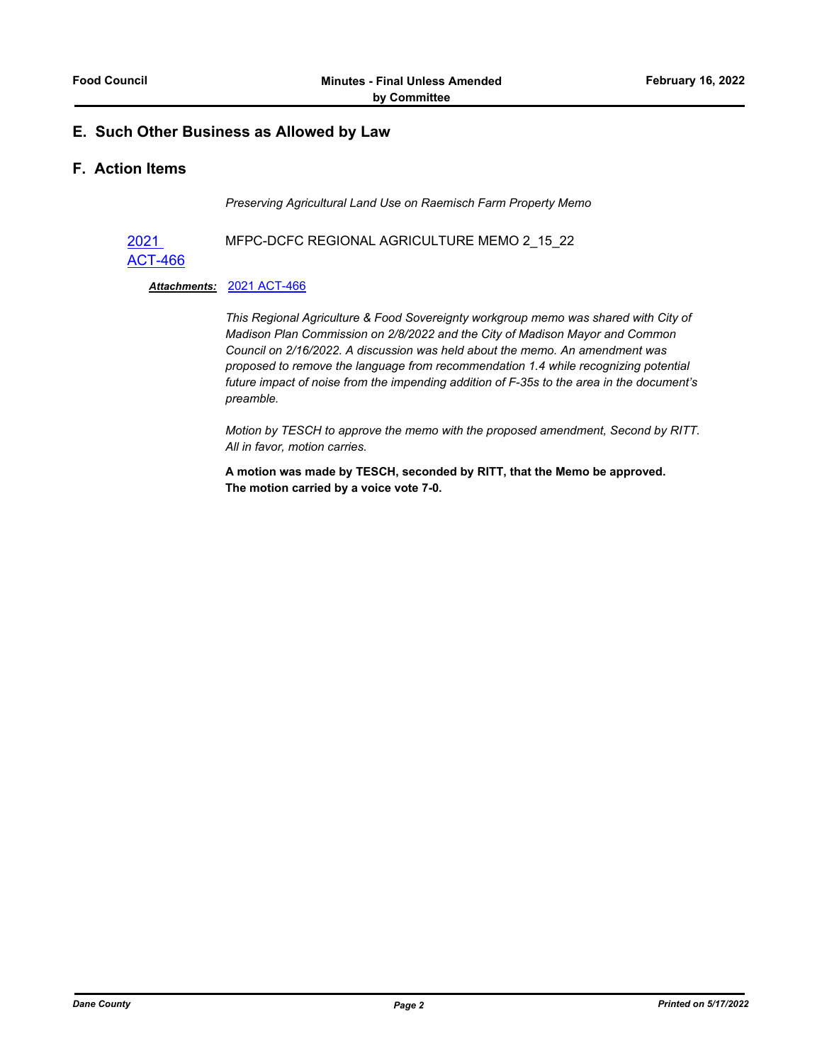## E. Such Other Business as Allowed by Law

## F. Action Items

*Preserving Agricultural Land Use on Raemisch Farm Property Memo*

2021 ACT-466 MFPC-DCFC REGIONAL AGRICULTURE MEMO 2_15_22

***Attachments:*** 2021 ACT-466

*This Regional Agriculture & Food Sovereignty workgroup memo was shared with City of Madison Plan Commission on 2/8/2022 and the City of Madison Mayor and Common Council on 2/16/2022. A discussion was held about the memo. An amendment was proposed to remove the language from recommendation 1.4 while recognizing potential future impact of noise from the impending addition of F-35s to the area in the document's preamble.*

*Motion by TESCH to approve the memo with the proposed amendment, Second by RITT. All in favor, motion carries.*

**A motion was made by TESCH, seconded by RITT, that the Memo be approved. The motion carried by a voice vote 7-0.**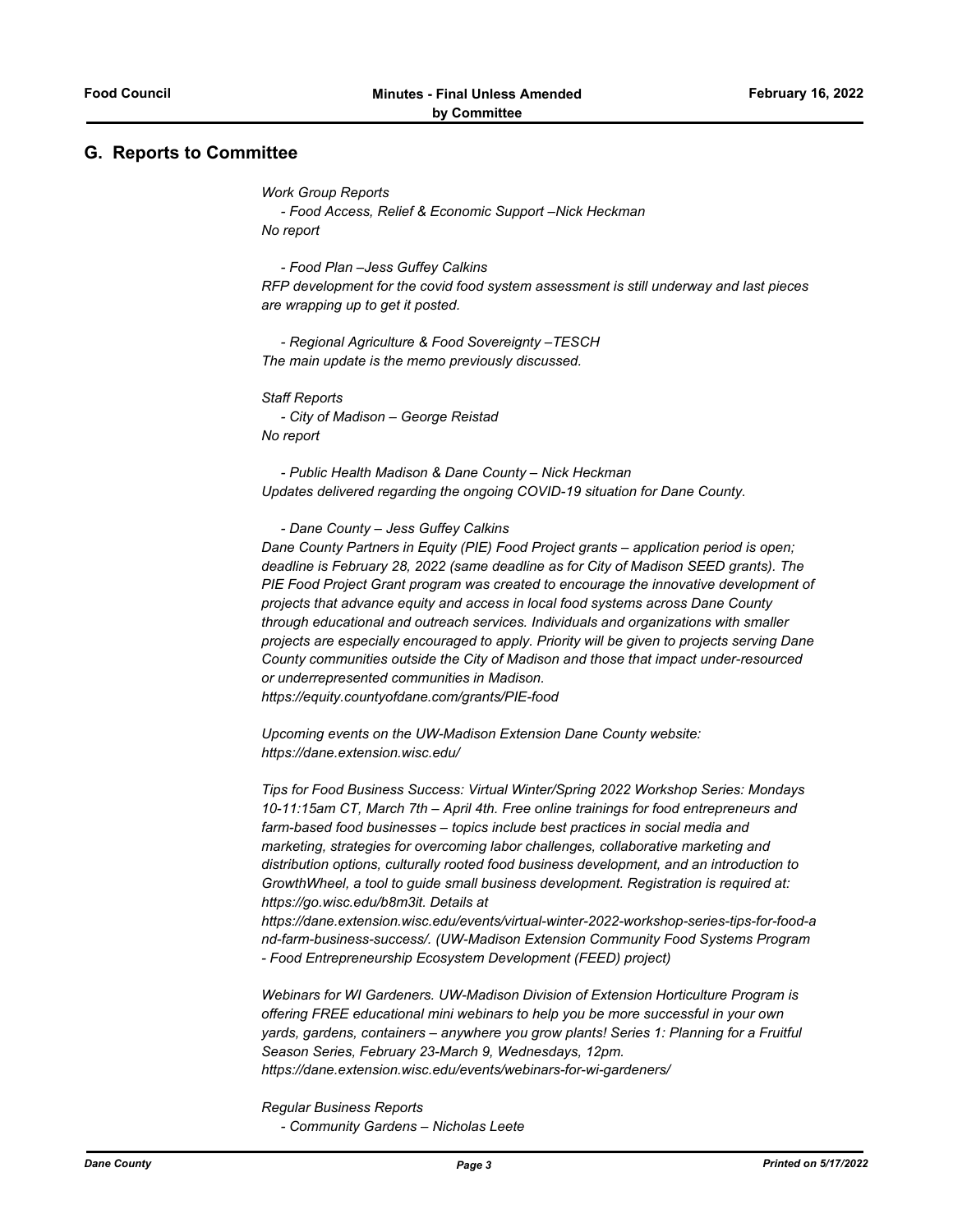## G. Reports to Committee

*Work Group Reports*

*- Food Access, Relief & Economic Support –Nick Heckman*

*No report*

*- Food Plan –Jess Guffey Calkins*

*RFP development for the covid food system assessment is still underway and last pieces are wrapping up to get it posted.*

*- Regional Agriculture & Food Sovereignty –TESCH*

*The main update is the memo previously discussed.*

*Staff Reports*

*- City of Madison – George Reistad*

*No report*

*- Public Health Madison & Dane County – Nick Heckman*

*Updates delivered regarding the ongoing COVID-19 situation for Dane County.*

*- Dane County – Jess Guffey Calkins*

*Dane County Partners in Equity (PIE) Food Project grants – application period is open; deadline is February 28, 2022 (same deadline as for City of Madison SEED grants). The PIE Food Project Grant program was created to encourage the innovative development of projects that advance equity and access in local food systems across Dane County through educational and outreach services. Individuals and organizations with smaller projects are especially encouraged to apply. Priority will be given to projects serving Dane County communities outside the City of Madison and those that impact under-resourced or underrepresented communities in Madison.*
*https://equity.countyofdane.com/grants/PIE-food*

*Upcoming events on the UW-Madison Extension Dane County website:*
*https://dane.extension.wisc.edu/*

*Tips for Food Business Success: Virtual Winter/Spring 2022 Workshop Series: Mondays 10-11:15am CT, March 7th – April 4th. Free online trainings for food entrepreneurs and farm-based food businesses – topics include best practices in social media and marketing, strategies for overcoming labor challenges, collaborative marketing and distribution options, culturally rooted food business development, and an introduction to GrowthWheel, a tool to guide small business development. Registration is required at: https://go.wisc.edu/b8m3it. Details at https://dane.extension.wisc.edu/events/virtual-winter-2022-workshop-series-tips-for-food-and-farm-business-success/. (UW-Madison Extension Community Food Systems Program - Food Entrepreneurship Ecosystem Development (FEED) project)*

*Webinars for WI Gardeners. UW-Madison Division of Extension Horticulture Program is offering FREE educational mini webinars to help you be more successful in your own yards, gardens, containers – anywhere you grow plants! Series 1: Planning for a Fruitful Season Series, February 23-March 9, Wednesdays, 12pm.*
*https://dane.extension.wisc.edu/events/webinars-for-wi-gardeners/*

*Regular Business Reports*

*- Community Gardens – Nicholas Leete*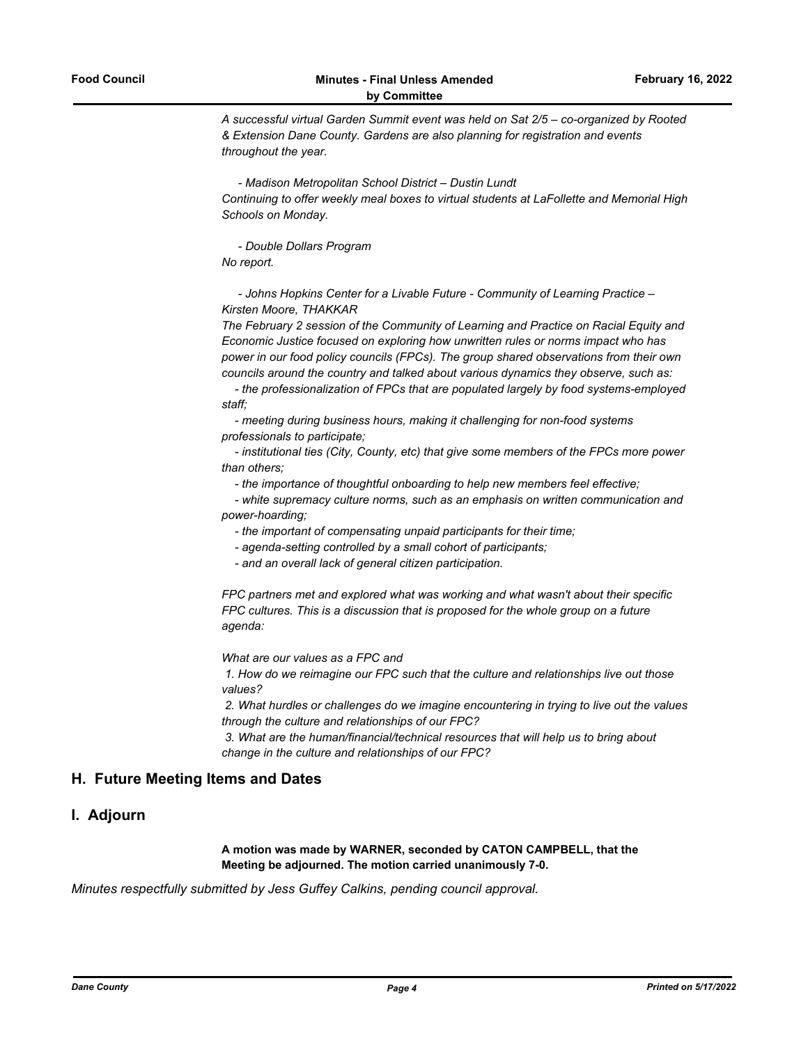*A successful virtual Garden Summit event was held on Sat 2/5 – co-organized by Rooted & Extension Dane County. Gardens are also planning for registration and events throughout the year.*

*- Madison Metropolitan School District – Dustin Lundt*

*Continuing to offer weekly meal boxes to virtual students at LaFollette and Memorial High Schools on Monday.*

*- Double Dollars Program*

*No report.*

*- Johns Hopkins Center for a Livable Future - Community of Learning Practice – Kirsten Moore, THAKKAR*

*The February 2 session of the Community of Learning and Practice on Racial Equity and Economic Justice focused on exploring how unwritten rules or norms impact who has power in our food policy councils (FPCs). The group shared observations from their own councils around the country and talked about various dynamics they observe, such as:*

*- the professionalization of FPCs that are populated largely by food systems-employed staff;*

*- meeting during business hours, making it challenging for non-food systems professionals to participate;*

*- institutional ties (City, County, etc) that give some members of the FPCs more power than others;*

*- the importance of thoughtful onboarding to help new members feel effective;*

*- white supremacy culture norms, such as an emphasis on written communication and power-hoarding;*

*- the important of compensating unpaid participants for their time;*

*- agenda-setting controlled by a small cohort of participants;*

*- and an overall lack of general citizen participation.*

*FPC partners met and explored what was working and what wasn't about their specific FPC cultures. This is a discussion that is proposed for the whole group on a future agenda:*

*What are our values as a FPC and*

*1. How do we reimagine our FPC such that the culture and relationships live out those values?*

*2. What hurdles or challenges do we imagine encountering in trying to live out the values through the culture and relationships of our FPC?*

*3. What are the human/financial/technical resources that will help us to bring about change in the culture and relationships of our FPC?*

## H. Future Meeting Items and Dates

## I. Adjourn

**A motion was made by WARNER, seconded by CATON CAMPBELL, that the Meeting be adjourned. The motion carried unanimously 7-0.**

*Minutes respectfully submitted by Jess Guffey Calkins, pending council approval.*